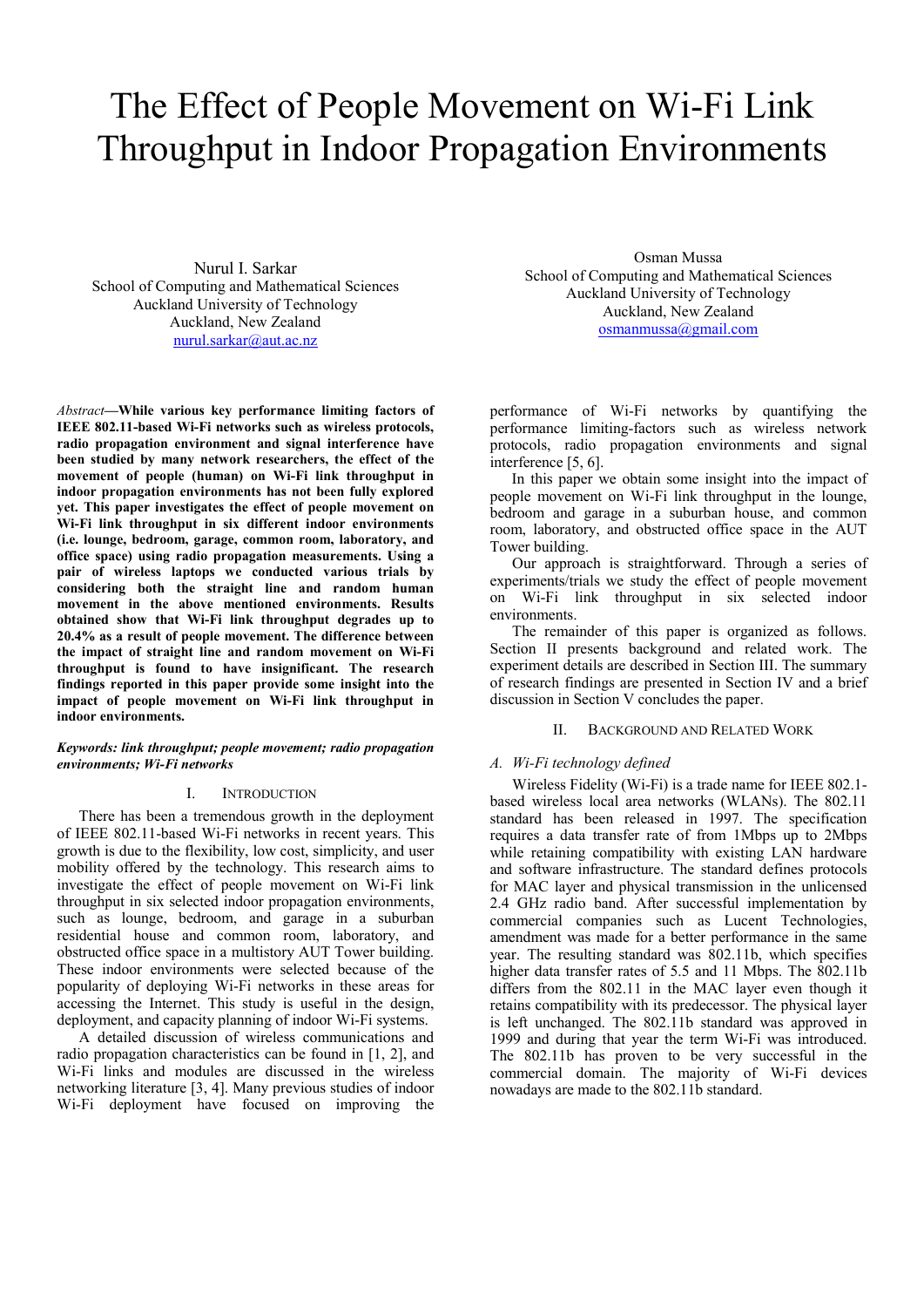# The Effect of People Movement on Wi-Fi Link Throughput in Indoor Propagation Environments

Nurul I. Sarkar
School of Computing and Mathematical Sciences
Auckland University of Technology
Auckland, New Zealand
nurul.sarkar@aut.ac.nz

Osman Mussa
School of Computing and Mathematical Sciences
Auckland University of Technology
Auckland, New Zealand
osmanmussa@gmail.com

*Abstract*—**While various key performance limiting factors of IEEE 802.11-based Wi-Fi networks such as wireless protocols, radio propagation environment and signal interference have been studied by many network researchers, the effect of the movement of people (human) on Wi-Fi link throughput in indoor propagation environments has not been fully explored yet. This paper investigates the effect of people movement on Wi-Fi link throughput in six different indoor environments (i.e. lounge, bedroom, garage, common room, laboratory, and office space) using radio propagation measurements. Using a pair of wireless laptops we conducted various trials by considering both the straight line and random human movement in the above mentioned environments. Results obtained show that Wi-Fi link throughput degrades up to 20.4% as a result of people movement. The difference between the impact of straight line and random movement on Wi-Fi throughput is found to have insignificant. The research findings reported in this paper provide some insight into the impact of people movement on Wi-Fi link throughput in indoor environments.**

***Keywords: link throughput; people movement; radio propagation environments; Wi-Fi networks***

## I. Introduction

There has been a tremendous growth in the deployment of IEEE 802.11-based Wi-Fi networks in recent years. This growth is due to the flexibility, low cost, simplicity, and user mobility offered by the technology. This research aims to investigate the effect of people movement on Wi-Fi link throughput in six selected indoor propagation environments, such as lounge, bedroom, and garage in a suburban residential house and common room, laboratory, and obstructed office space in a multistory AUT Tower building. These indoor environments were selected because of the popularity of deploying Wi-Fi networks in these areas for accessing the Internet. This study is useful in the design, deployment, and capacity planning of indoor Wi-Fi systems.

A detailed discussion of wireless communications and radio propagation characteristics can be found in [1, 2], and Wi-Fi links and modules are discussed in the wireless networking literature [3, 4]. Many previous studies of indoor Wi-Fi deployment have focused on improving the performance of Wi-Fi networks by quantifying the performance limiting-factors such as wireless network protocols, radio propagation environments and signal interference [5, 6].

In this paper we obtain some insight into the impact of people movement on Wi-Fi link throughput in the lounge, bedroom and garage in a suburban house, and common room, laboratory, and obstructed office space in the AUT Tower building.

Our approach is straightforward. Through a series of experiments/trials we study the effect of people movement on Wi-Fi link throughput in six selected indoor environments.

The remainder of this paper is organized as follows. Section II presents background and related work. The experiment details are described in Section III. The summary of research findings are presented in Section IV and a brief discussion in Section V concludes the paper.

## II. Background and Related Work

### A. Wi-Fi technology defined

Wireless Fidelity (Wi-Fi) is a trade name for IEEE 802.1-based wireless local area networks (WLANs). The 802.11 standard has been released in 1997. The specification requires a data transfer rate of from 1Mbps up to 2Mbps while retaining compatibility with existing LAN hardware and software infrastructure. The standard defines protocols for MAC layer and physical transmission in the unlicensed 2.4 GHz radio band. After successful implementation by commercial companies such as Lucent Technologies, amendment was made for a better performance in the same year. The resulting standard was 802.11b, which specifies higher data transfer rates of 5.5 and 11 Mbps. The 802.11b differs from the 802.11 in the MAC layer even though it retains compatibility with its predecessor. The physical layer is left unchanged. The 802.11b standard was approved in 1999 and during that year the term Wi-Fi was introduced. The 802.11b has proven to be very successful in the commercial domain. The majority of Wi-Fi devices nowadays are made to the 802.11b standard.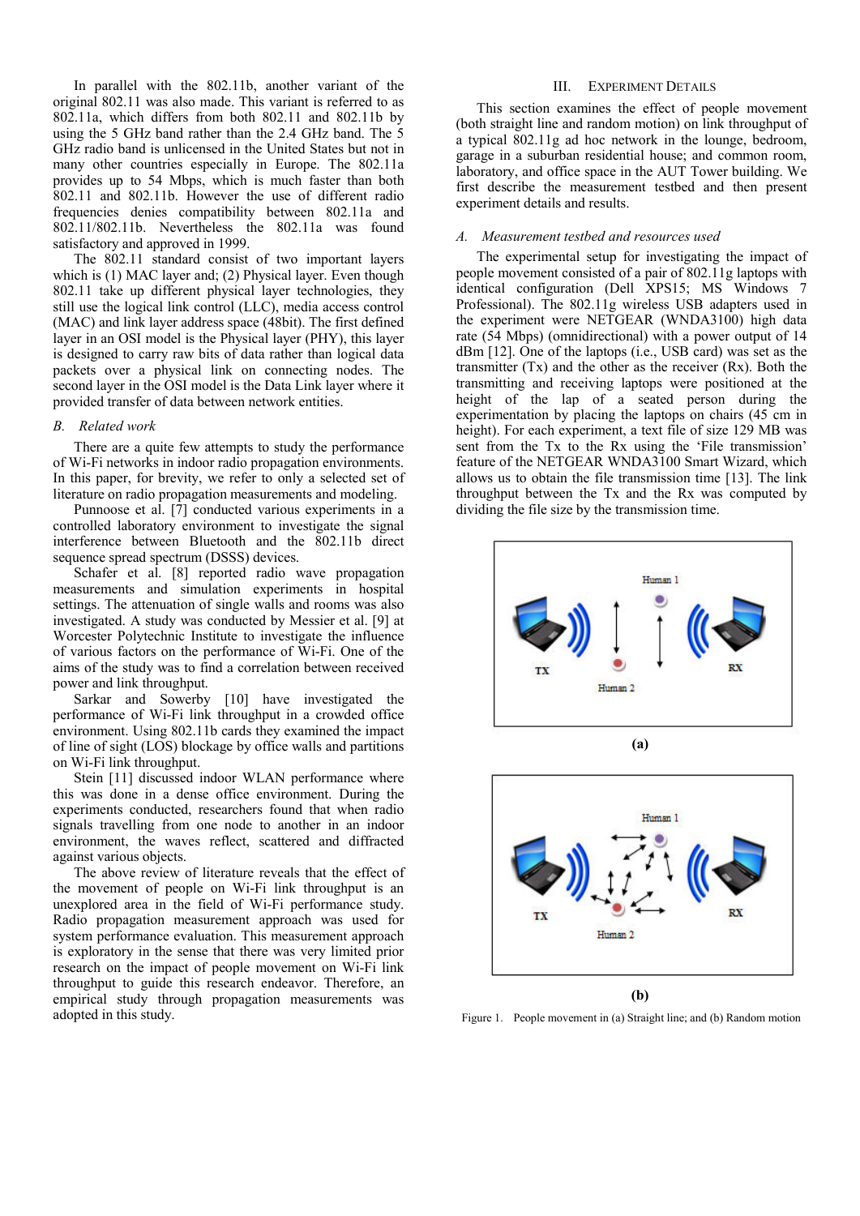In parallel with the 802.11b, another variant of the original 802.11 was also made. This variant is referred to as 802.11a, which differs from both 802.11 and 802.11b by using the 5 GHz band rather than the 2.4 GHz band. The 5 GHz radio band is unlicensed in the United States but not in many other countries especially in Europe. The 802.11a provides up to 54 Mbps, which is much faster than both 802.11 and 802.11b. However the use of different radio frequencies denies compatibility between 802.11a and 802.11/802.11b. Nevertheless the 802.11a was found satisfactory and approved in 1999.

The 802.11 standard consist of two important layers which is (1) MAC layer and; (2) Physical layer. Even though 802.11 take up different physical layer technologies, they still use the logical link control (LLC), media access control (MAC) and link layer address space (48bit). The first defined layer in an OSI model is the Physical layer (PHY), this layer is designed to carry raw bits of data rather than logical data packets over a physical link on connecting nodes. The second layer in the OSI model is the Data Link layer where it provided transfer of data between network entities.

### *B. Related work*

There are a quite few attempts to study the performance of Wi-Fi networks in indoor radio propagation environments. In this paper, for brevity, we refer to only a selected set of literature on radio propagation measurements and modeling.

Punnoose et al. [7] conducted various experiments in a controlled laboratory environment to investigate the signal interference between Bluetooth and the 802.11b direct sequence spread spectrum (DSSS) devices.

Schafer et al. [8] reported radio wave propagation measurements and simulation experiments in hospital settings. The attenuation of single walls and rooms was also investigated. A study was conducted by Messier et al. [9] at Worcester Polytechnic Institute to investigate the influence of various factors on the performance of Wi-Fi. One of the aims of the study was to find a correlation between received power and link throughput.

Sarkar and Sowerby [10] have investigated the performance of Wi-Fi link throughput in a crowded office environment. Using 802.11b cards they examined the impact of line of sight (LOS) blockage by office walls and partitions on Wi-Fi link throughput.

Stein [11] discussed indoor WLAN performance where this was done in a dense office environment. During the experiments conducted, researchers found that when radio signals travelling from one node to another in an indoor environment, the waves reflect, scattered and diffracted against various objects.

The above review of literature reveals that the effect of the movement of people on Wi-Fi link throughput is an unexplored area in the field of Wi-Fi performance study. Radio propagation measurement approach was used for system performance evaluation. This measurement approach is exploratory in the sense that there was very limited prior research on the impact of people movement on Wi-Fi link throughput to guide this research endeavor. Therefore, an empirical study through propagation measurements was adopted in this study.

## III. Experiment Details

This section examines the effect of people movement (both straight line and random motion) on link throughput of a typical 802.11g ad hoc network in the lounge, bedroom, garage in a suburban residential house; and common room, laboratory, and office space in the AUT Tower building. We first describe the measurement testbed and then present experiment details and results.

### *A. Measurement testbed and resources used*

The experimental setup for investigating the impact of people movement consisted of a pair of 802.11g laptops with identical configuration (Dell XPS15; MS Windows 7 Professional). The 802.11g wireless USB adapters used in the experiment were NETGEAR (WNDA3100) high data rate (54 Mbps) (omnidirectional) with a power output of 14 dBm [12]. One of the laptops (i.e., USB card) was set as the transmitter (Tx) and the other as the receiver (Rx). Both the transmitting and receiving laptops were positioned at the height of the lap of a seated person during the experimentation by placing the laptops on chairs (45 cm in height). For each experiment, a text file of size 129 MB was sent from the Tx to the Rx using the 'File transmission' feature of the NETGEAR WNDA3100 Smart Wizard, which allows us to obtain the file transmission time [13]. The link throughput between the Tx and the Rx was computed by dividing the file size by the transmission time.

Figure 1. People movement in (a) Straight line; and (b) Random motion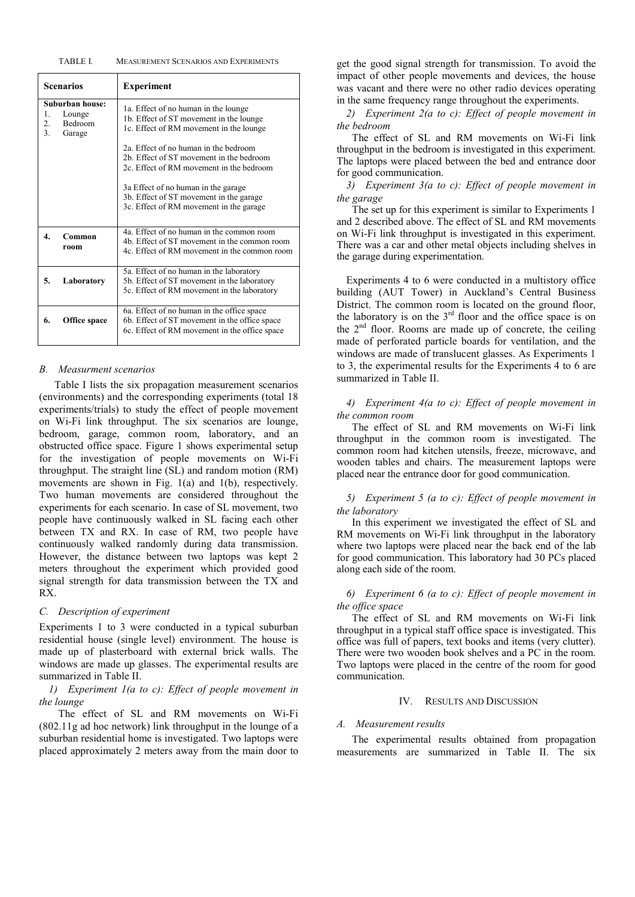TABLE I. MEASUREMENT SCENARIOS AND EXPERIMENTS

| Scenarios | Experiment |
|---|---|
| **Suburban house:**<br>1. Lounge<br>2. Bedroom<br>3. Garage | 1a. Effect of no human in the lounge<br>1b. Effect of ST movement in the lounge<br>1c. Effect of RM movement in the lounge<br><br>2a. Effect of no human in the bedroom<br>2b. Effect of ST movement in the bedroom<br>2c. Effect of RM movement in the bedroom<br><br>3a Effect of no human in the garage<br>3b. Effect of ST movement in the garage<br>3c. Effect of RM movement in the garage |
| **4. Common room** | 4a. Effect of no human in the common room<br>4b. Effect of ST movement in the common room<br>4c. Effect of RM movement in the common room |
| **5. Laboratory** | 5a. Effect of no human in the laboratory<br>5b. Effect of ST movement in the laboratory<br>5c. Effect of RM movement in the laboratory |
| **6. Office space** | 6a. Effect of no human in the office space<br>6b. Effect of ST movement in the office space<br>6c. Effect of RM movement in the office space |

### *B. Measurment scenarios*

Table I lists the six propagation measurement scenarios (environments) and the corresponding experiments (total 18 experiments/trials) to study the effect of people movement on Wi-Fi link throughput. The six scenarios are lounge, bedroom, garage, common room, laboratory, and an obstructed office space. Figure 1 shows experimental setup for the investigation of people movements on Wi-Fi throughput. The straight line (SL) and random motion (RM) movements are shown in Fig. 1(a) and 1(b), respectively. Two human movements are considered throughout the experiments for each scenario. In case of SL movement, two people have continuously walked in SL facing each other between TX and RX. In case of RM, two people have continuously walked randomly during data transmission. However, the distance between two laptops was kept 2 meters throughout the experiment which provided good signal strength for data transmission between the TX and RX.

### *C. Description of experiment*

Experiments 1 to 3 were conducted in a typical suburban residential house (single level) environment. The house is made up of plasterboard with external brick walls. The windows are made up glasses. The experimental results are summarized in Table II.

*1) Experiment 1(a to c): Effect of people movement in the lounge*

The effect of SL and RM movements on Wi-Fi (802.11g ad hoc network) link throughput in the lounge of a suburban residential home is investigated. Two laptops were placed approximately 2 meters away from the main door to get the good signal strength for transmission. To avoid the impact of other people movements and devices, the house was vacant and there were no other radio devices operating in the same frequency range throughout the experiments.

*2) Experiment 2(a to c): Effect of people movement in the bedroom*

The effect of SL and RM movements on Wi-Fi link throughput in the bedroom is investigated in this experiment. The laptops were placed between the bed and entrance door for good communication.

*3) Experiment 3(a to c): Effect of people movement in the garage*

The set up for this experiment is similar to Experiments 1 and 2 described above. The effect of SL and RM movements on Wi-Fi link throughput is investigated in this experiment. There was a car and other metal objects including shelves in the garage during experimentation.

Experiments 4 to 6 were conducted in a multistory office building (AUT Tower) in Auckland's Central Business District. The common room is located on the ground floor, the laboratory is on the 3rd floor and the office space is on the 2nd floor. Rooms are made up of concrete, the ceiling made of perforated particle boards for ventilation, and the windows are made of translucent glasses. As Experiments 1 to 3, the experimental results for the Experiments 4 to 6 are summarized in Table II.

*4) Experiment 4(a to c): Effect of people movement in the common room*

The effect of SL and RM movements on Wi-Fi link throughput in the common room is investigated. The common room had kitchen utensils, freeze, microwave, and wooden tables and chairs. The measurement laptops were placed near the entrance door for good communication.

*5) Experiment 5 (a to c): Effect of people movement in the laboratory*

In this experiment we investigated the effect of SL and RM movements on Wi-Fi link throughput in the laboratory where two laptops were placed near the back end of the lab for good communication. This laboratory had 30 PCs placed along each side of the room.

*6) Experiment 6 (a to c): Effect of people movement in the office space*

The effect of SL and RM movements on Wi-Fi link throughput in a typical staff office space is investigated. This office was full of papers, text books and items (very clutter). There were two wooden book shelves and a PC in the room. Two laptops were placed in the centre of the room for good communication.

## IV. RESULTS AND DISCUSSION

### *A. Measurement results*

The experimental results obtained from propagation measurements are summarized in Table II. The six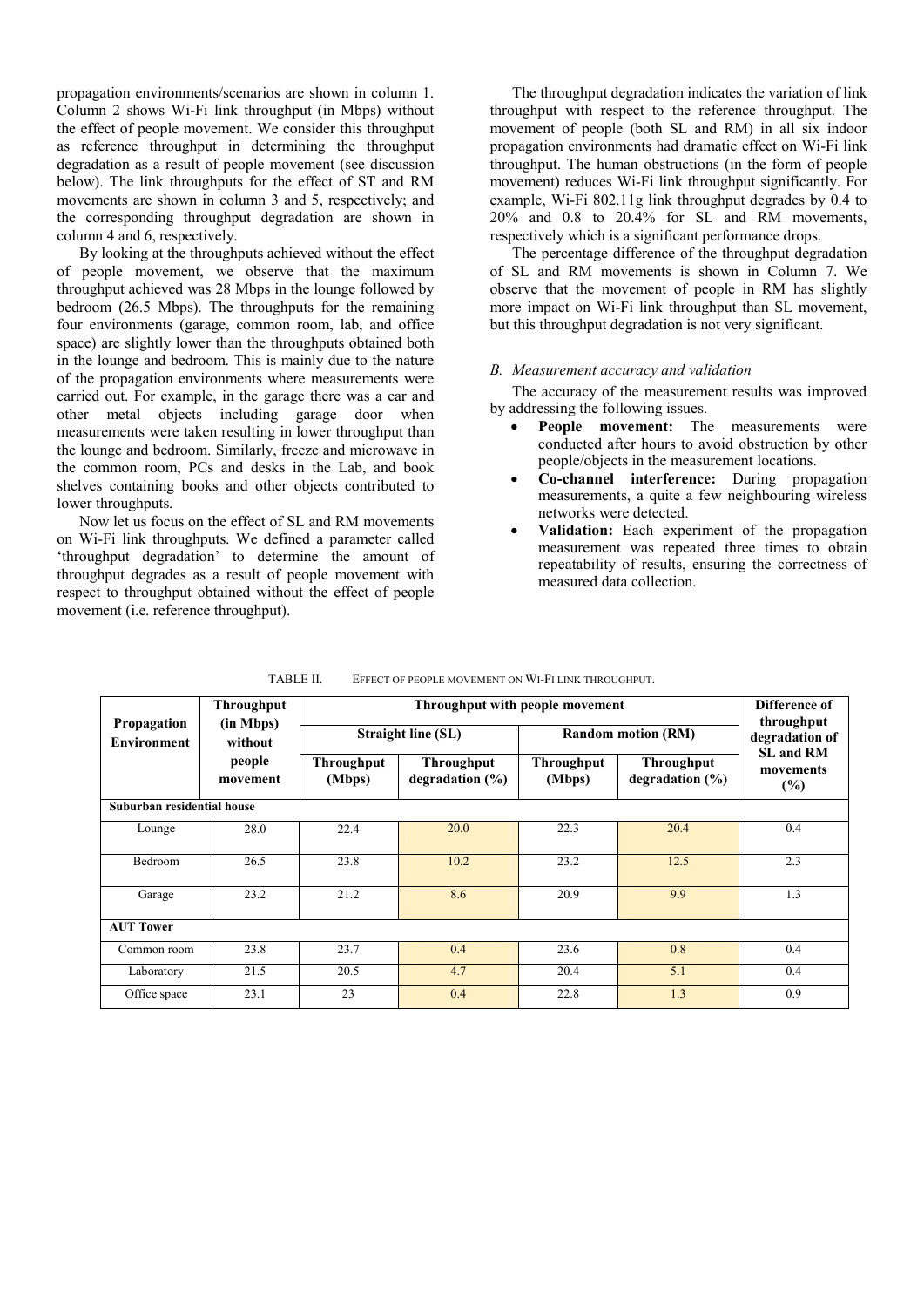propagation environments/scenarios are shown in column 1. Column 2 shows Wi-Fi link throughput (in Mbps) without the effect of people movement. We consider this throughput as reference throughput in determining the throughput degradation as a result of people movement (see discussion below). The link throughputs for the effect of ST and RM movements are shown in column 3 and 5, respectively; and the corresponding throughput degradation are shown in column 4 and 6, respectively.

By looking at the throughputs achieved without the effect of people movement, we observe that the maximum throughput achieved was 28 Mbps in the lounge followed by bedroom (26.5 Mbps). The throughputs for the remaining four environments (garage, common room, lab, and office space) are slightly lower than the throughputs obtained both in the lounge and bedroom. This is mainly due to the nature of the propagation environments where measurements were carried out. For example, in the garage there was a car and other metal objects including garage door when measurements were taken resulting in lower throughput than the lounge and bedroom. Similarly, freeze and microwave in the common room, PCs and desks in the Lab, and book shelves containing books and other objects contributed to lower throughputs.

Now let us focus on the effect of SL and RM movements on Wi-Fi link throughputs. We defined a parameter called 'throughput degradation' to determine the amount of throughput degrades as a result of people movement with respect to throughput obtained without the effect of people movement (i.e. reference throughput).

The throughput degradation indicates the variation of link throughput with respect to the reference throughput. The movement of people (both SL and RM) in all six indoor propagation environments had dramatic effect on Wi-Fi link throughput. The human obstructions (in the form of people movement) reduces Wi-Fi link throughput significantly. For example, Wi-Fi 802.11g link throughput degrades by 0.4 to 20% and 0.8 to 20.4% for SL and RM movements, respectively which is a significant performance drops.

The percentage difference of the throughput degradation of SL and RM movements is shown in Column 7. We observe that the movement of people in RM has slightly more impact on Wi-Fi link throughput than SL movement, but this throughput degradation is not very significant.

### *B. Measurement accuracy and validation*

The accuracy of the measurement results was improved by addressing the following issues.

- **People movement:** The measurements were conducted after hours to avoid obstruction by other people/objects in the measurement locations.
- **Co-channel interference:** During propagation measurements, a quite a few neighbouring wireless networks were detected.
- **Validation:** Each experiment of the propagation measurement was repeated three times to obtain repeatability of results, ensuring the correctness of measured data collection.

TABLE II. EFFECT OF PEOPLE MOVEMENT ON WI-FI LINK THROUGHPUT.

| Propagation Environment | Throughput (in Mbps) without people movement | Throughput with people movement | | | | Difference of throughput degradation of SL and RM movements (%) |
|---|---|---|---|---|---|---|
| | | Straight line (SL) | | Random motion (RM) | | |
| | | Throughput (Mbps) | Throughput degradation (%) | Throughput (Mbps) | Throughput degradation (%) | |
| **Suburban residential house** | | | | | | |
| Lounge | 28.0 | 22.4 | 20.0 | 22.3 | 20.4 | 0.4 |
| Bedroom | 26.5 | 23.8 | 10.2 | 23.2 | 12.5 | 2.3 |
| Garage | 23.2 | 21.2 | 8.6 | 20.9 | 9.9 | 1.3 |
| **AUT Tower** | | | | | | |
| Common room | 23.8 | 23.7 | 0.4 | 23.6 | 0.8 | 0.4 |
| Laboratory | 21.5 | 20.5 | 4.7 | 20.4 | 5.1 | 0.4 |
| Office space | 23.1 | 23 | 0.4 | 22.8 | 1.3 | 0.9 |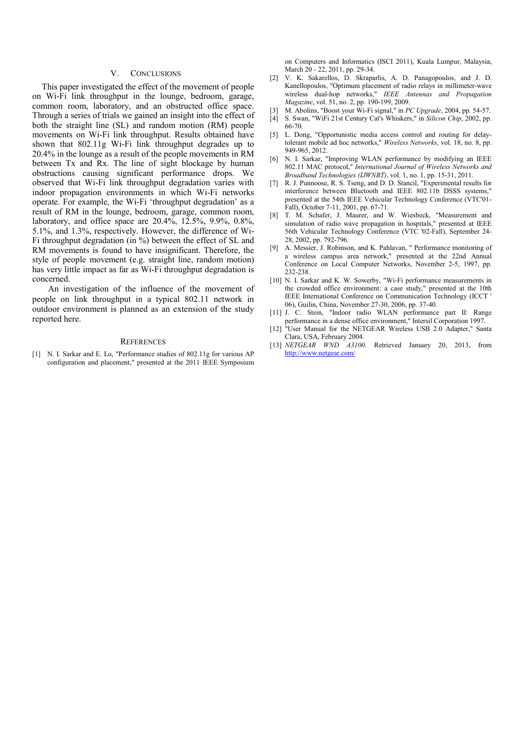## V. Conclusions

This paper investigated the effect of the movement of people on Wi-Fi link throughput in the lounge, bedroom, garage, common room, laboratory, and an obstructed office space. Through a series of trials we gained an insight into the effect of both the straight line (SL) and random motion (RM) people movements on Wi-Fi link throughput. Results obtained have shown that 802.11g Wi-Fi link throughput degrades up to 20.4% in the lounge as a result of the people movements in RM between Tx and Rx. The line of sight blockage by human obstructions causing significant performance drops. We observed that Wi-Fi link throughput degradation varies with indoor propagation environments in which Wi-Fi networks operate. For example, the Wi-Fi 'throughput degradation' as a result of RM in the lounge, bedroom, garage, common room, laboratory, and office space are 20.4%, 12.5%, 9.9%, 0.8%, 5.1%, and 1.3%, respectively. However, the difference of Wi-Fi throughput degradation (in %) between the effect of SL and RM movements is found to have insignificant. Therefore, the style of people movement (e.g. straight line, random motion) has very little impact as far as Wi-Fi throughput degradation is concerned.

An investigation of the influence of the movement of people on link throughput in a typical 802.11 network in outdoor environment is planned as an extension of the study reported here.

## References

[1] N. I. Sarkar and E. Lo, "Performance studies of 802.11g for various AP configuration and placement," presented at the 2011 IEEE Symposium on Computers and Informatics (ISCI 2011), Kuala Lumpur, Malaysia, March 20 - 22, 2011, pp. 29-34.

[2] V. K. Sakarellos, D. Skraparlis, A. D. Panagopoulos, and J. D. Kanellopoulos, "Optimum placement of radio relays in millimeter-wave wireless dual-hop networks," *IEEE Antennas and Propagation Magazine*, vol. 51, no. 2, pp. 190-199, 2009.

[3] M. Abolins, "Boost your Wi-Fi signal," in *PC Upgrade*, 2004, pp. 54-57.

[4] S. Swan, "WiFi 21st Century Cat's Whiskers," in *Silicon Chip*, 2002, pp. 66-70.

[5] L. Dong, "Opportunistic media access control and routing for delay-tolerant mobile ad hoc networks," *Wireless Networks*, vol. 18, no. 8, pp. 949-965, 2012.

[6] N. I. Sarkar, "Improving WLAN performance by modifying an IEEE 802.11 MAC protocol," *International Journal of Wireless Networks and Broadband Technologies (IJWNBT)*, vol. 1, no. 1, pp. 15-31, 2011.

[7] R. J. Punnoose, R. S. Tseng, and D. D. Stancil, "Experimental results for interference between Bluetooth and IEEE 802.11b DSSS systems," presented at the 54th IEEE Vehicular Technology Conference (VTC'01-Fall), October 7-11, 2001, pp. 67-71.

[8] T. M. Schafer, J. Maurer, and W. Wiesbeck, "Measurement and simulation of radio wave propagation in hospitals," presented at IEEE 56th Vehicular Technology Conference (VTC '02-Fall), September 24-28, 2002, pp. 792-796.

[9] A. Messier, J. Robinson, and K. Pahlavan, " Performance monitoring of a wireless campus area network," presented at the 22nd Annual Conference on Local Computer Networks, November 2-5, 1997, pp. 232-238.

[10] N. I. Sarkar and K. W. Sowerby, "Wi-Fi performance measurements in the crowded office environment: a case study," presented at the 10th IEEE International Conference on Communication Technology (ICCT ' 06), Guilin, China, November 27-30, 2006, pp. 37-40.

[11] J. C. Stein, "Indoor radio WLAN performance part II: Range performance in a dense office environment," Intersil Corporation 1997.

[12] "User Manual for the NETGEAR Wireless USB 2.0 Adapter," Santa Clara, USA, February 2004.

[13] *NETGEAR WND A3100*. Retrieved January 20, 2013, from http://www.netgear.com/